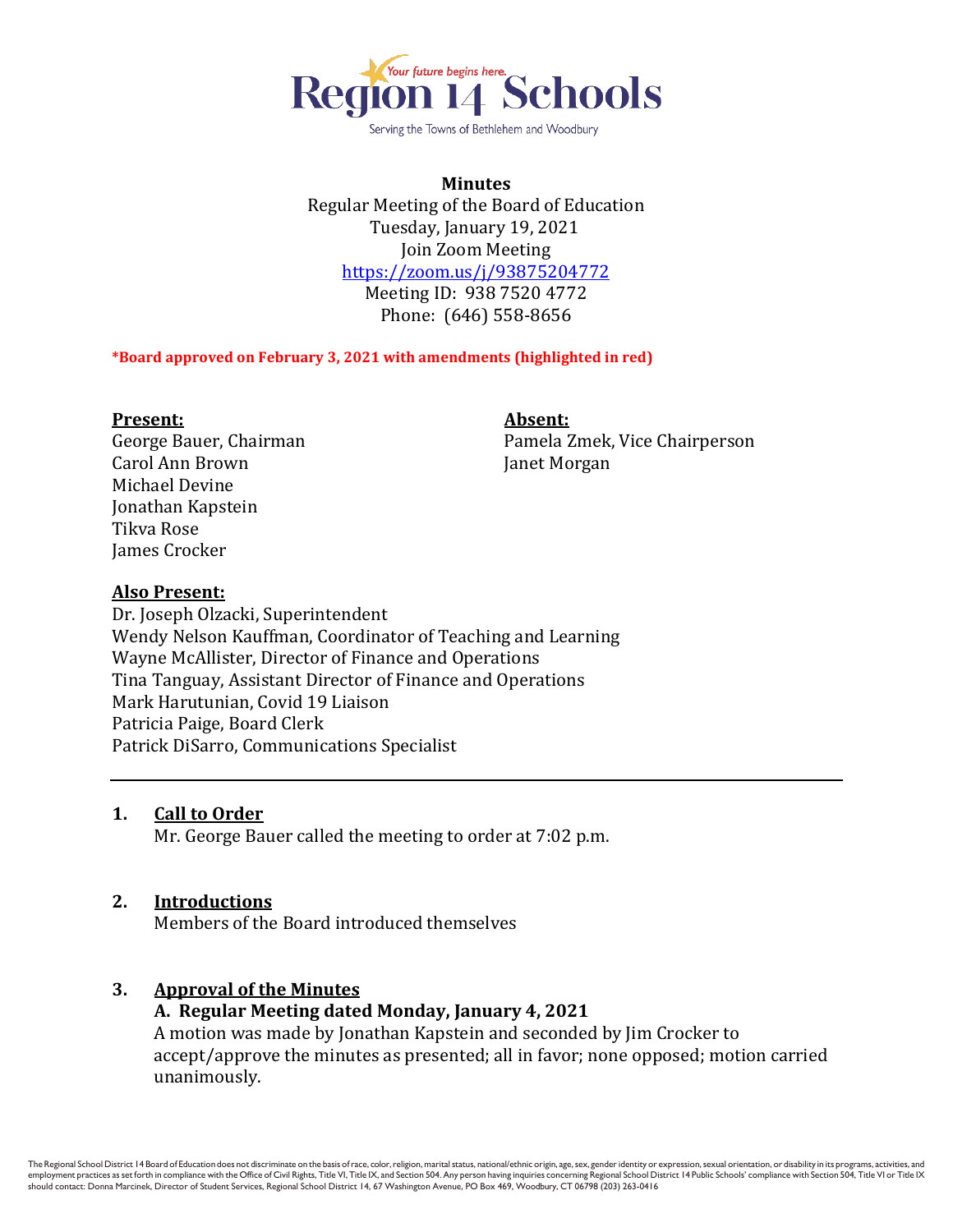Region 14 Schools

Your future begins here.

Serving the Towns of Bethlehem and Woodbury

**Minutes**
Regular Meeting of the Board of Education
Tuesday, January 19, 2021
Join Zoom Meeting
https://zoom.us/j/93875204772
Meeting ID: 938 7520 4772
Phone: (646) 558-8656

**\*Board approved on February 3, 2021 with amendments (highlighted in red)**

**Present:**
George Bauer, Chairman
Carol Ann Brown
Michael Devine
Jonathan Kapstein
Tikva Rose
James Crocker

**Absent:**
Pamela Zmek, Vice Chairperson
Janet Morgan

**Also Present:**
Dr. Joseph Olzacki, Superintendent
Wendy Nelson Kauffman, Coordinator of Teaching and Learning
Wayne McAllister, Director of Finance and Operations
Tina Tanguay, Assistant Director of Finance and Operations
Mark Harutunian, Covid 19 Liaison
Patricia Paige, Board Clerk
Patrick DiSarro, Communications Specialist

---

## 1. Call to Order

Mr. George Bauer called the meeting to order at 7:02 p.m.

## 2. Introductions

Members of the Board introduced themselves

## 3. Approval of the Minutes

**A. Regular Meeting dated Monday, January 4, 2021**

A motion was made by Jonathan Kapstein and seconded by Jim Crocker to accept/approve the minutes as presented; all in favor; none opposed; motion carried unanimously.

The Regional School District 14 Board of Education does not discriminate on the basis of race, color, religion, marital status, national/ethnic origin, age, sex, gender identity or expression, sexual orientation, or disability in its programs, activities, and employment practices as set forth in compliance with the Office of Civil Rights, Title VI, Title IX, and Section 504. Any person having inquiries concerning Regional School District 14 Public Schools' compliance with Section 504, Title VI or Title IX should contact: Donna Marcinek, Director of Student Services, Regional School District 14, 67 Washington Avenue, PO Box 469, Woodbury, CT 06798 (203) 263-0416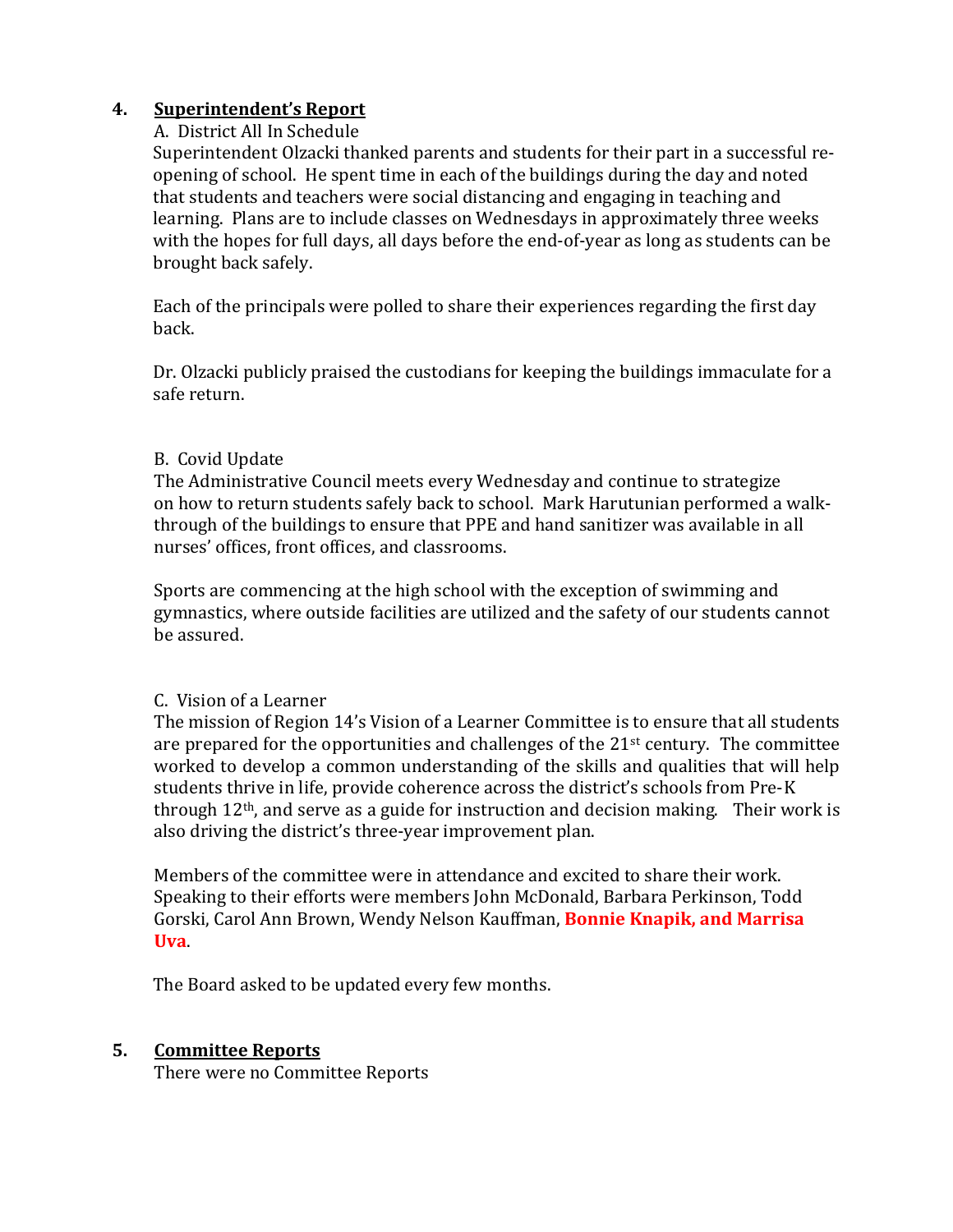4. **Superintendent's Report**

A. District All In Schedule

Superintendent Olzacki thanked parents and students for their part in a successful re-opening of school. He spent time in each of the buildings during the day and noted that students and teachers were social distancing and engaging in teaching and learning. Plans are to include classes on Wednesdays in approximately three weeks with the hopes for full days, all days before the end-of-year as long as students can be brought back safely.

Each of the principals were polled to share their experiences regarding the first day back.

Dr. Olzacki publicly praised the custodians for keeping the buildings immaculate for a safe return.

B. Covid Update

The Administrative Council meets every Wednesday and continue to strategize on how to return students safely back to school. Mark Harutunian performed a walk-through of the buildings to ensure that PPE and hand sanitizer was available in all nurses' offices, front offices, and classrooms.

Sports are commencing at the high school with the exception of swimming and gymnastics, where outside facilities are utilized and the safety of our students cannot be assured.

C. Vision of a Learner

The mission of Region 14's Vision of a Learner Committee is to ensure that all students are prepared for the opportunities and challenges of the 21st century. The committee worked to develop a common understanding of the skills and qualities that will help students thrive in life, provide coherence across the district's schools from Pre-K through 12th, and serve as a guide for instruction and decision making. Their work is also driving the district's three-year improvement plan.

Members of the committee were in attendance and excited to share their work. Speaking to their efforts were members John McDonald, Barbara Perkinson, Todd Gorski, Carol Ann Brown, Wendy Nelson Kauffman, **Bonnie Knapik, and Marrisa Uva**.

The Board asked to be updated every few months.

5. **Committee Reports**

There were no Committee Reports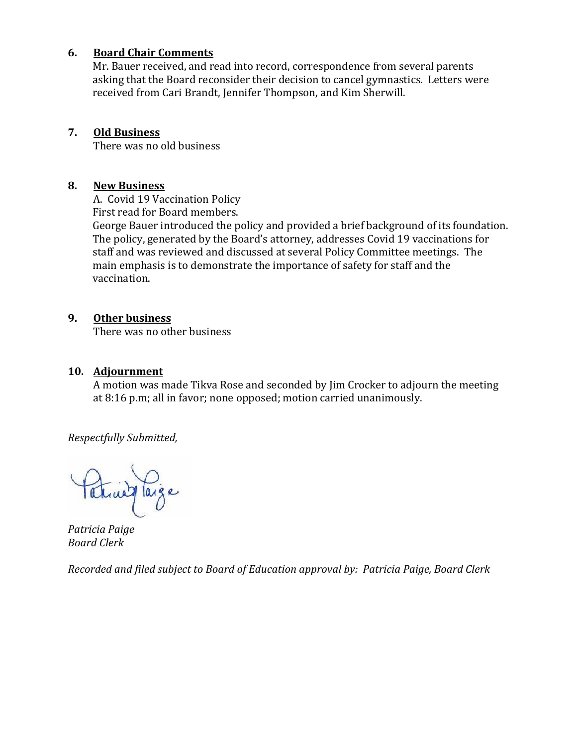6. **Board Chair Comments**

   Mr. Bauer received, and read into record, correspondence from several parents asking that the Board reconsider their decision to cancel gymnastics. Letters were received from Cari Brandt, Jennifer Thompson, and Kim Sherwill.

7. **Old Business**

   There was no old business

8. **New Business**

   A. Covid 19 Vaccination Policy

   First read for Board members.

   George Bauer introduced the policy and provided a brief background of its foundation. The policy, generated by the Board's attorney, addresses Covid 19 vaccinations for staff and was reviewed and discussed at several Policy Committee meetings. The main emphasis is to demonstrate the importance of safety for staff and the vaccination.

9. **Other business**

   There was no other business

10. **Adjournment**

    A motion was made Tikva Rose and seconded by Jim Crocker to adjourn the meeting at 8:16 p.m; all in favor; none opposed; motion carried unanimously.

*Respectfully Submitted,*

*Patricia Paige*
*Board Clerk*

*Recorded and filed subject to Board of Education approval by: Patricia Paige, Board Clerk*